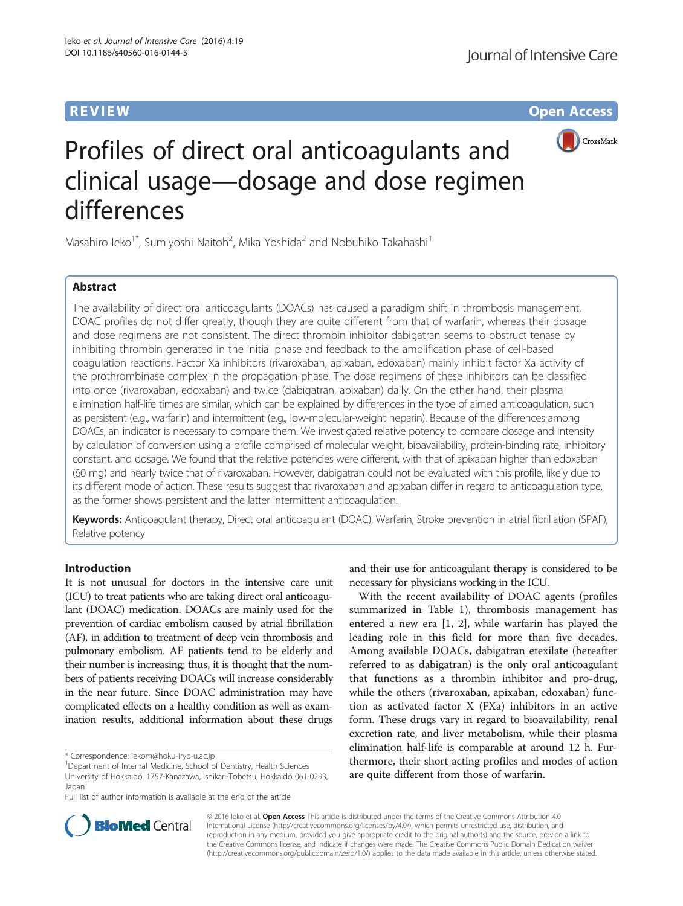REVIEW

Open Access

# Profiles of direct oral anticoagulants and clinical usage—dosage and dose regimen differences

Masahiro Ieko[1*], Sumiyoshi Naitoh[2], Mika Yoshida[2] and Nobuhiko Takahashi[1]

## Abstract

The availability of direct oral anticoagulants (DOACs) has caused a paradigm shift in thrombosis management. DOAC profiles do not differ greatly, though they are quite different from that of warfarin, whereas their dosage and dose regimens are not consistent. The direct thrombin inhibitor dabigatran seems to obstruct tenase by inhibiting thrombin generated in the initial phase and feedback to the amplification phase of cell-based coagulation reactions. Factor Xa inhibitors (rivaroxaban, apixaban, edoxaban) mainly inhibit factor Xa activity of the prothrombinase complex in the propagation phase. The dose regimens of these inhibitors can be classified into once (rivaroxaban, edoxaban) and twice (dabigatran, apixaban) daily. On the other hand, their plasma elimination half-life times are similar, which can be explained by differences in the type of aimed anticoagulation, such as persistent (e.g., warfarin) and intermittent (e.g., low-molecular-weight heparin). Because of the differences among DOACs, an indicator is necessary to compare them. We investigated relative potency to compare dosage and intensity by calculation of conversion using a profile comprised of molecular weight, bioavailability, protein-binding rate, inhibitory constant, and dosage. We found that the relative potencies were different, with that of apixaban higher than edoxaban (60 mg) and nearly twice that of rivaroxaban. However, dabigatran could not be evaluated with this profile, likely due to its different mode of action. These results suggest that rivaroxaban and apixaban differ in regard to anticoagulation type, as the former shows persistent and the latter intermittent anticoagulation.

**Keywords:** Anticoagulant therapy, Direct oral anticoagulant (DOAC), Warfarin, Stroke prevention in atrial fibrillation (SPAF), Relative potency

## Introduction

It is not unusual for doctors in the intensive care unit (ICU) to treat patients who are taking direct oral anticoagulant (DOAC) medication. DOACs are mainly used for the prevention of cardiac embolism caused by atrial fibrillation (AF), in addition to treatment of deep vein thrombosis and pulmonary embolism. AF patients tend to be elderly and their number is increasing; thus, it is thought that the numbers of patients receiving DOACs will increase considerably in the near future. Since DOAC administration may have complicated effects on a healthy condition as well as examination results, additional information about these drugs and their use for anticoagulant therapy is considered to be necessary for physicians working in the ICU.

With the recent availability of DOAC agents (profiles summarized in Table 1), thrombosis management has entered a new era [1, 2], while warfarin has played the leading role in this field for more than five decades. Among available DOACs, dabigatran etexilate (hereafter referred to as dabigatran) is the only oral anticoagulant that functions as a thrombin inhibitor and pro-drug, while the others (rivaroxaban, apixaban, edoxaban) function as activated factor X (FXa) inhibitors in an active form. These drugs vary in regard to bioavailability, renal excretion rate, and liver metabolism, while their plasma elimination half-life is comparable at around 12 h. Furthermore, their short acting profiles and modes of action are quite different from those of warfarin.

* Correspondence: iekom@hoku-iryo-u.ac.jp
[1]Department of Internal Medicine, School of Dentistry, Health Sciences University of Hokkaido, 1757-Kanazawa, Ishikari-Tobetsu, Hokkaido 061-0293, Japan
Full list of author information is available at the end of the article

© 2016 Ieko et al. **Open Access** This article is distributed under the terms of the Creative Commons Attribution 4.0 International License (http://creativecommons.org/licenses/by/4.0/), which permits unrestricted use, distribution, and reproduction in any medium, provided you give appropriate credit to the original author(s) and the source, provide a link to the Creative Commons license, and indicate if changes were made. The Creative Commons Public Domain Dedication waiver (http://creativecommons.org/publicdomain/zero/1.0/) applies to the data made available in this article, unless otherwise stated.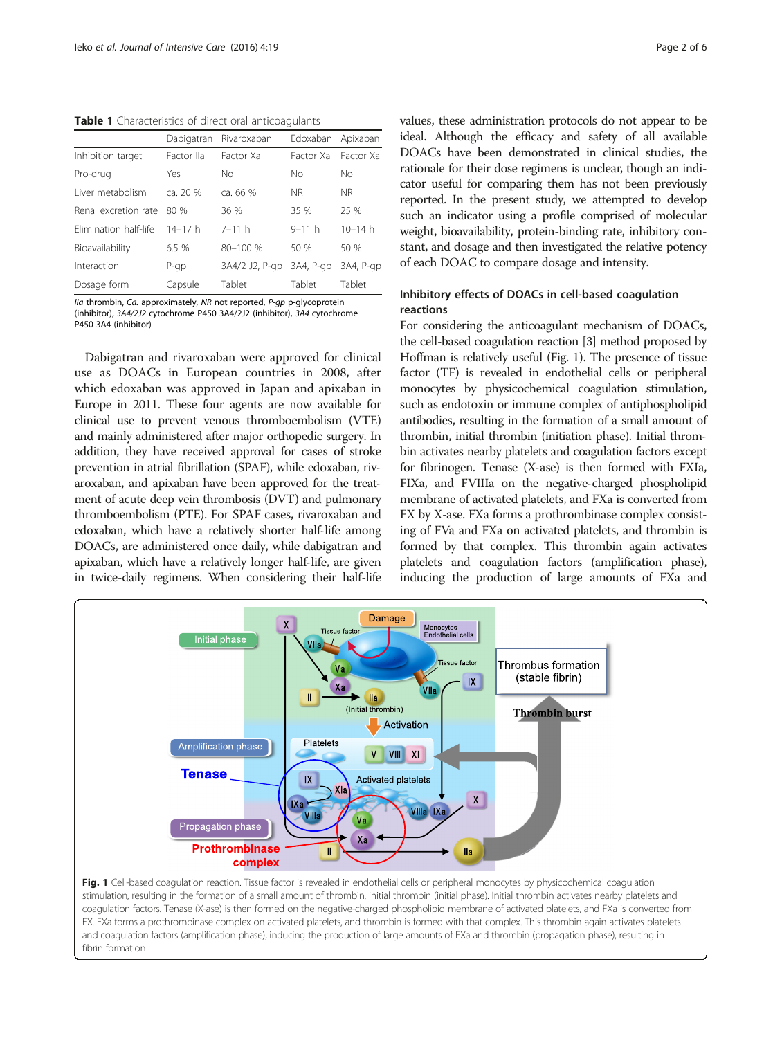**Table 1** Characteristics of direct oral anticoagulants

| | Dabigatran | Rivaroxaban | Edoxaban | Apixaban |
|---|---|---|---|---|
| Inhibition target | Factor IIa | Factor Xa | Factor Xa | Factor Xa |
| Pro-drug | Yes | No | No | No |
| Liver metabolism | ca. 20 % | ca. 66 % | NR | NR |
| Renal excretion rate | 80 % | 36 % | 35 % | 25 % |
| Elimination half-life | 14–17 h | 7–11 h | 9–11 h | 10–14 h |
| Bioavailability | 6.5 % | 80–100 % | 50 % | 50 % |
| Interaction | P-gp | 3A4/2 J2, P-gp | 3A4, P-gp | 3A4, P-gp |
| Dosage form | Capsule | Tablet | Tablet | Tablet |

*IIa* thrombin, *Ca.* approximately, *NR* not reported, *P-gp* p-glycoprotein (inhibitor), *3A4/2J2* cytochrome P450 3A4/2J2 (inhibitor), *3A4* cytochrome P450 3A4 (inhibitor)

Dabigatran and rivaroxaban were approved for clinical use as DOACs in European countries in 2008, after which edoxaban was approved in Japan and apixaban in Europe in 2011. These four agents are now available for clinical use to prevent venous thromboembolism (VTE) and mainly administered after major orthopedic surgery. In addition, they have received approval for cases of stroke prevention in atrial fibrillation (SPAF), while edoxaban, rivaroxaban, and apixaban have been approved for the treatment of acute deep vein thrombosis (DVT) and pulmonary thromboembolism (PTE). For SPAF cases, rivaroxaban and edoxaban, which have a relatively shorter half-life among DOACs, are administered once daily, while dabigatran and apixaban, which have a relatively longer half-life, are given in twice-daily regimens. When considering their half-life values, these administration protocols do not appear to be ideal. Although the efficacy and safety of all available DOACs have been demonstrated in clinical studies, the rationale for their dose regimens is unclear, though an indicator useful for comparing them has not been previously reported. In the present study, we attempted to develop such an indicator using a profile comprised of molecular weight, bioavailability, protein-binding rate, inhibitory constant, and dosage and then investigated the relative potency of each DOAC to compare dosage and intensity.

## Inhibitory effects of DOACs in cell-based coagulation reactions

For considering the anticoagulant mechanism of DOACs, the cell-based coagulation reaction [3] method proposed by Hoffman is relatively useful (Fig. 1). The presence of tissue factor (TF) is revealed in endothelial cells or peripheral monocytes by physicochemical coagulation stimulation, such as endotoxin or immune complex of antiphospholipid antibodies, resulting in the formation of a small amount of thrombin, initial thrombin (initiation phase). Initial thrombin activates nearby platelets and coagulation factors except for fibrinogen. Tenase (X-ase) is then formed with FXIa, FIXa, and FVIIIa on the negative-charged phospholipid membrane of activated platelets, and FXa is converted from FX by X-ase. FXa forms a prothrombinase complex consisting of FVa and FXa on activated platelets, and thrombin is formed by that complex. This thrombin again activates platelets and coagulation factors (amplification phase), inducing the production of large amounts of FXa and

Initial phase
X
Damage
Tissue factor
Monocytes
Endothelial cells
VIIa
Va
Xa
Tissue factor
VIIa
IX
II
IIa
(Initial thrombin)
Activation
Thrombus formation
(stable fibrin)
Thrombin burst
Amplification phase
Platelets
V
VIII
XI
Tenase
IX
XIa
Activated platelets
IXa
VIIIa
VIIIa
IXa
X
Va
Propagation phase
Xa
Prothrombinase
complex
II
IIa

**Fig. 1** Cell-based coagulation reaction. Tissue factor is revealed in endothelial cells or peripheral monocytes by physicochemical coagulation stimulation, resulting in the formation of a small amount of thrombin, initial thrombin (initial phase). Initial thrombin activates nearby platelets and coagulation factors. Tenase (X-ase) is then formed on the negative-charged phospholipid membrane of activated platelets, and FXa is converted from FX. FXa forms a prothrombinase complex on activated platelets, and thrombin is formed with that complex. This thrombin again activates platelets and coagulation factors (amplification phase), inducing the production of large amounts of FXa and thrombin (propagation phase), resulting in fibrin formation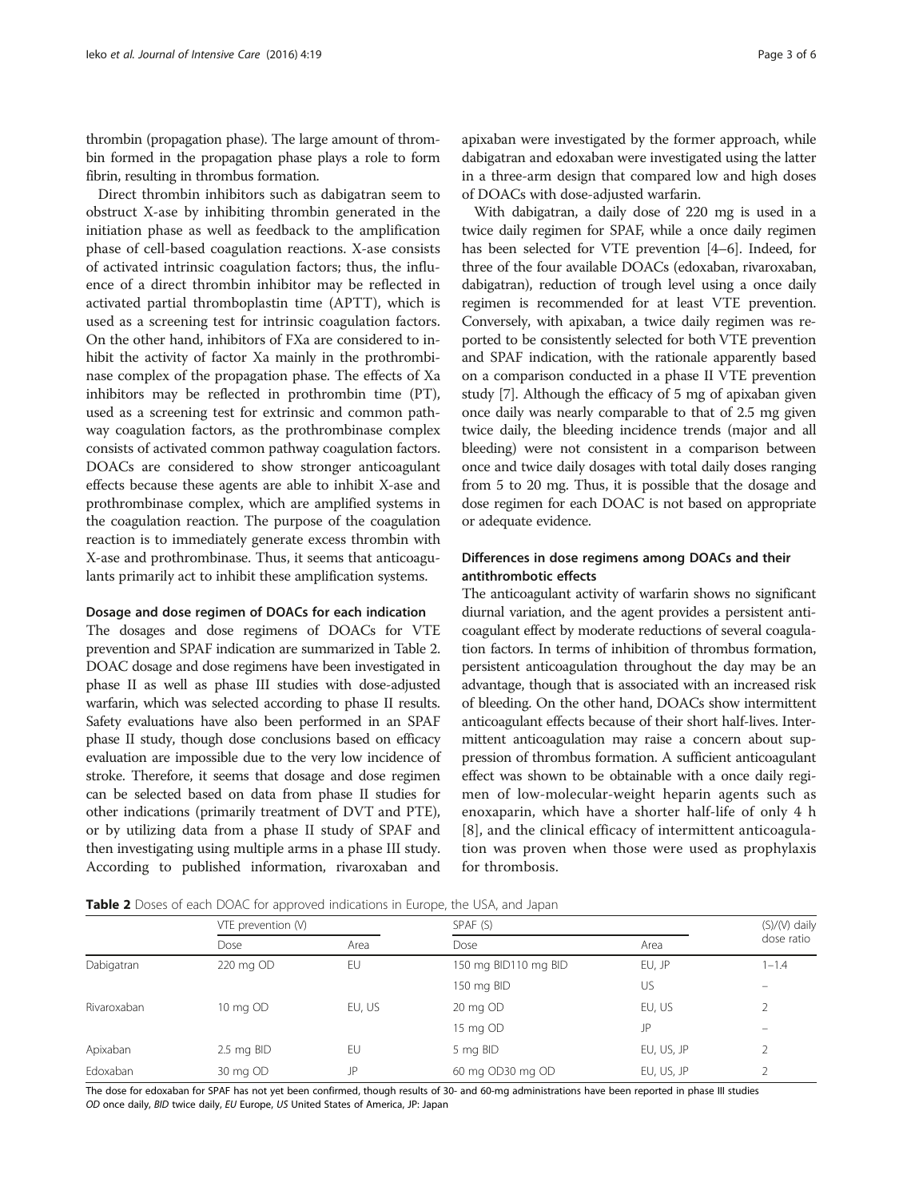thrombin (propagation phase). The large amount of thrombin formed in the propagation phase plays a role to form fibrin, resulting in thrombus formation.

Direct thrombin inhibitors such as dabigatran seem to obstruct X-ase by inhibiting thrombin generated in the initiation phase as well as feedback to the amplification phase of cell-based coagulation reactions. X-ase consists of activated intrinsic coagulation factors; thus, the influence of a direct thrombin inhibitor may be reflected in activated partial thromboplastin time (APTT), which is used as a screening test for intrinsic coagulation factors. On the other hand, inhibitors of FXa are considered to inhibit the activity of factor Xa mainly in the prothrombinase complex of the propagation phase. The effects of Xa inhibitors may be reflected in prothrombin time (PT), used as a screening test for extrinsic and common pathway coagulation factors, as the prothrombinase complex consists of activated common pathway coagulation factors. DOACs are considered to show stronger anticoagulant effects because these agents are able to inhibit X-ase and prothrombinase complex, which are amplified systems in the coagulation reaction. The purpose of the coagulation reaction is to immediately generate excess thrombin with X-ase and prothrombinase. Thus, it seems that anticoagulants primarily act to inhibit these amplification systems.

### Dosage and dose regimen of DOACs for each indication

The dosages and dose regimens of DOACs for VTE prevention and SPAF indication are summarized in Table 2. DOAC dosage and dose regimens have been investigated in phase II as well as phase III studies with dose-adjusted warfarin, which was selected according to phase II results. Safety evaluations have also been performed in an SPAF phase II study, though dose conclusions based on efficacy evaluation are impossible due to the very low incidence of stroke. Therefore, it seems that dosage and dose regimen can be selected based on data from phase II studies for other indications (primarily treatment of DVT and PTE), or by utilizing data from a phase II study of SPAF and then investigating using multiple arms in a phase III study. According to published information, rivaroxaban and apixaban were investigated by the former approach, while dabigatran and edoxaban were investigated using the latter in a three-arm design that compared low and high doses of DOACs with dose-adjusted warfarin.

With dabigatran, a daily dose of 220 mg is used in a twice daily regimen for SPAF, while a once daily regimen has been selected for VTE prevention [4–6]. Indeed, for three of the four available DOACs (edoxaban, rivaroxaban, dabigatran), reduction of trough level using a once daily regimen is recommended for at least VTE prevention. Conversely, with apixaban, a twice daily regimen was reported to be consistently selected for both VTE prevention and SPAF indication, with the rationale apparently based on a comparison conducted in a phase II VTE prevention study [7]. Although the efficacy of 5 mg of apixaban given once daily was nearly comparable to that of 2.5 mg given twice daily, the bleeding incidence trends (major and all bleeding) were not consistent in a comparison between once and twice daily dosages with total daily doses ranging from 5 to 20 mg. Thus, it is possible that the dosage and dose regimen for each DOAC is not based on appropriate or adequate evidence.

### Differences in dose regimens among DOACs and their antithrombotic effects

The anticoagulant activity of warfarin shows no significant diurnal variation, and the agent provides a persistent anticoagulant effect by moderate reductions of several coagulation factors. In terms of inhibition of thrombus formation, persistent anticoagulation throughout the day may be an advantage, though that is associated with an increased risk of bleeding. On the other hand, DOACs show intermittent anticoagulant effects because of their short half-lives. Intermittent anticoagulation may raise a concern about suppression of thrombus formation. A sufficient anticoagulant effect was shown to be obtainable with a once daily regimen of low-molecular-weight heparin agents such as enoxaparin, which have a shorter half-life of only 4 h [8], and the clinical efficacy of intermittent anticoagulation was proven when those were used as prophylaxis for thrombosis.

**Table 2** Doses of each DOAC for approved indications in Europe, the USA, and Japan

| | VTE prevention (V) | | SPAF (S) | | (S)/(V) daily dose ratio |
|---|---|---|---|---|---|
| | Dose | Area | Dose | Area | |
| Dabigatran | 220 mg OD | EU | 150 mg BID110 mg BID | EU, JP | 1–1.4 |
| | | | 150 mg BID | US | – |
| Rivaroxaban | 10 mg OD | EU, US | 20 mg OD | EU, US | 2 |
| | | | 15 mg OD | JP | – |
| Apixaban | 2.5 mg BID | EU | 5 mg BID | EU, US, JP | 2 |
| Edoxaban | 30 mg OD | JP | 60 mg OD30 mg OD | EU, US, JP | 2 |

The dose for edoxaban for SPAF has not yet been confirmed, though results of 30- and 60-mg administrations have been reported in phase III studies
*OD* once daily, *BID* twice daily, *EU* Europe, *US* United States of America, JP: Japan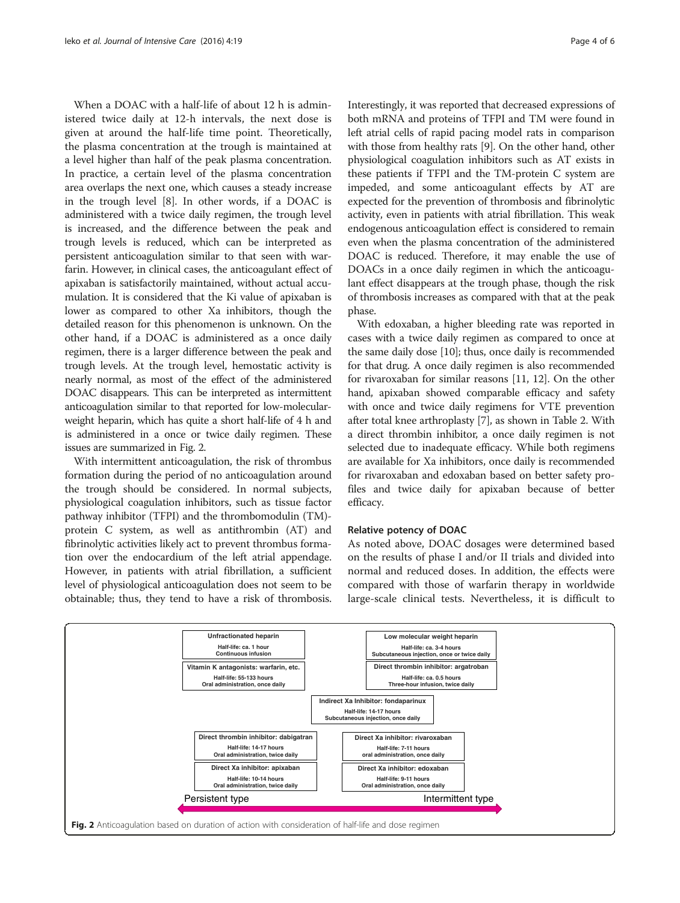When a DOAC with a half-life of about 12 h is administered twice daily at 12-h intervals, the next dose is given at around the half-life time point. Theoretically, the plasma concentration at the trough is maintained at a level higher than half of the peak plasma concentration. In practice, a certain level of the plasma concentration area overlaps the next one, which causes a steady increase in the trough level [8]. In other words, if a DOAC is administered with a twice daily regimen, the trough level is increased, and the difference between the peak and trough levels is reduced, which can be interpreted as persistent anticoagulation similar to that seen with warfarin. However, in clinical cases, the anticoagulant effect of apixaban is satisfactorily maintained, without actual accumulation. It is considered that the Ki value of apixaban is lower as compared to other Xa inhibitors, though the detailed reason for this phenomenon is unknown. On the other hand, if a DOAC is administered as a once daily regimen, there is a larger difference between the peak and trough levels. At the trough level, hemostatic activity is nearly normal, as most of the effect of the administered DOAC disappears. This can be interpreted as intermittent anticoagulation similar to that reported for low-molecular-weight heparin, which has quite a short half-life of 4 h and is administered in a once or twice daily regimen. These issues are summarized in Fig. 2.

With intermittent anticoagulation, the risk of thrombus formation during the period of no anticoagulation around the trough should be considered. In normal subjects, physiological coagulation inhibitors, such as tissue factor pathway inhibitor (TFPI) and the thrombomodulin (TM)-protein C system, as well as antithrombin (AT) and fibrinolytic activities likely act to prevent thrombus formation over the endocardium of the left atrial appendage. However, in patients with atrial fibrillation, a sufficient level of physiological anticoagulation does not seem to be obtainable; thus, they tend to have a risk of thrombosis. Interestingly, it was reported that decreased expressions of both mRNA and proteins of TFPI and TM were found in left atrial cells of rapid pacing model rats in comparison with those from healthy rats [9]. On the other hand, other physiological coagulation inhibitors such as AT exists in these patients if TFPI and the TM-protein C system are impeded, and some anticoagulant effects by AT are expected for the prevention of thrombosis and fibrinolytic activity, even in patients with atrial fibrillation. This weak endogenous anticoagulation effect is considered to remain even when the plasma concentration of the administered DOAC is reduced. Therefore, it may enable the use of DOACs in a once daily regimen in which the anticoagulant effect disappears at the trough phase, though the risk of thrombosis increases as compared with that at the peak phase.

With edoxaban, a higher bleeding rate was reported in cases with a twice daily regimen as compared to once at the same daily dose [10]; thus, once daily is recommended for that drug. A once daily regimen is also recommended for rivaroxaban for similar reasons [11, 12]. On the other hand, apixaban showed comparable efficacy and safety with once and twice daily regimens for VTE prevention after total knee arthroplasty [7], as shown in Table 2. With a direct thrombin inhibitor, a once daily regimen is not selected due to inadequate efficacy. While both regimens are available for Xa inhibitors, once daily is recommended for rivaroxaban and edoxaban based on better safety profiles and twice daily for apixaban because of better efficacy.

### Relative potency of DOAC

As noted above, DOAC dosages were determined based on the results of phase I and/or II trials and divided into normal and reduced doses. In addition, the effects were compared with those of warfarin therapy in worldwide large-scale clinical tests. Nevertheless, it is difficult to

**Unfractionated heparin** — Half-life: ca. 1 hour; Continuous infusion

**Low molecular weight heparin** — Half-life: ca. 3-4 hours; Subcutaneous injection, once or twice daily

**Vitamin K antagonists: warfarin, etc.** — Half-life: 55-133 hours; Oral administration, once daily

**Direct thrombin inhibitor: argatroban** — Half-life: ca. 0.5 hours; Three-hour infusion, twice daily

**Indirect Xa Inhibitor: fondaparinux** — Half-life: 14-17 hours; Subcutaneous injection, once daily

**Direct thrombin inhibitor: dabigatran** — Half-life: 14-17 hours; Oral administration, twice daily

**Direct Xa inhibitor: rivaroxaban** — Half-life: 7-11 hours; oral administration, once daily

**Direct Xa inhibitor: apixaban** — Half-life: 10-14 hours; Oral administration, twice daily

**Direct Xa inhibitor: edoxaban** — Half-life: 9-11 hours; Oral administration, once daily

Persistent type ⟷ Intermittent type

**Fig. 2** Anticoagulation based on duration of action with consideration of half-life and dose regimen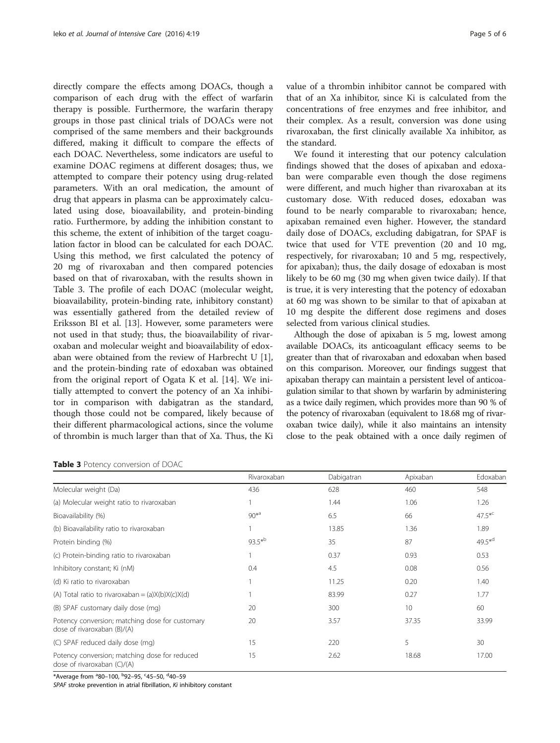directly compare the effects among DOACs, though a comparison of each drug with the effect of warfarin therapy is possible. Furthermore, the warfarin therapy groups in those past clinical trials of DOACs were not comprised of the same members and their backgrounds differed, making it difficult to compare the effects of each DOAC. Nevertheless, some indicators are useful to examine DOAC regimens at different dosages; thus, we attempted to compare their potency using drug-related parameters. With an oral medication, the amount of drug that appears in plasma can be approximately calculated using dose, bioavailability, and protein-binding ratio. Furthermore, by adding the inhibition constant to this scheme, the extent of inhibition of the target coagulation factor in blood can be calculated for each DOAC. Using this method, we first calculated the potency of 20 mg of rivaroxaban and then compared potencies based on that of rivaroxaban, with the results shown in Table 3. The profile of each DOAC (molecular weight, bioavailability, protein-binding rate, inhibitory constant) was essentially gathered from the detailed review of Eriksson BI et al. [13]. However, some parameters were not used in that study; thus, the bioavailability of rivaroxaban and molecular weight and bioavailability of edoxaban were obtained from the review of Harbrecht U [1], and the protein-binding rate of edoxaban was obtained from the original report of Ogata K et al. [14]. We initially attempted to convert the potency of an Xa inhibitor in comparison with dabigatran as the standard, though those could not be compared, likely because of their different pharmacological actions, since the volume of thrombin is much larger than that of Xa. Thus, the Ki value of a thrombin inhibitor cannot be compared with that of an Xa inhibitor, since Ki is calculated from the concentrations of free enzymes and free inhibitor, and their complex. As a result, conversion was done using rivaroxaban, the first clinically available Xa inhibitor, as the standard.

We found it interesting that our potency calculation findings showed that the doses of apixaban and edoxaban were comparable even though the dose regimens were different, and much higher than rivaroxaban at its customary dose. With reduced doses, edoxaban was found to be nearly comparable to rivaroxaban; hence, apixaban remained even higher. However, the standard daily dose of DOACs, excluding dabigatran, for SPAF is twice that used for VTE prevention (20 and 10 mg, respectively, for rivaroxaban; 10 and 5 mg, respectively, for apixaban); thus, the daily dosage of edoxaban is most likely to be 60 mg (30 mg when given twice daily). If that is true, it is very interesting that the potency of edoxaban at 60 mg was shown to be similar to that of apixaban at 10 mg despite the different dose regimens and doses selected from various clinical studies.

Although the dose of apixaban is 5 mg, lowest among available DOACs, its anticoagulant efficacy seems to be greater than that of rivaroxaban and edoxaban when based on this comparison. Moreover, our findings suggest that apixaban therapy can maintain a persistent level of anticoagulation similar to that shown by warfarin by administering as a twice daily regimen, which provides more than 90 % of the potency of rivaroxaban (equivalent to 18.68 mg of rivaroxaban twice daily), while it also maintains an intensity close to the peak obtained with a once daily regimen of

**Table 3** Potency conversion of DOAC

| | Rivaroxaban | Dabigatran | Apixaban | Edoxaban |
|---|---|---|---|---|
| Molecular weight (Da) | 436 | 628 | 460 | 548 |
| (a) Molecular weight ratio to rivaroxaban | 1 | 1.44 | 1.06 | 1.26 |
| Bioavailability (%) | 90*[a] | 6.5 | 66 | 47.5*[c] |
| (b) Bioavailability ratio to rivaroxaban | 1 | 13.85 | 1.36 | 1.89 |
| Protein binding (%) | 93.5*[b] | 35 | 87 | 49.5*[d] |
| (c) Protein-binding ratio to rivaroxaban | 1 | 0.37 | 0.93 | 0.53 |
| Inhibitory constant; Ki (nM) | 0.4 | 4.5 | 0.08 | 0.56 |
| (d) Ki ratio to rivaroxaban | 1 | 11.25 | 0.20 | 1.40 |
| (A) Total ratio to rivaroxaban = (a)X(b)X(c)X(d) | 1 | 83.99 | 0.27 | 1.77 |
| (B) SPAF customary daily dose (mg) | 20 | 300 | 10 | 60 |
| Potency conversion; matching dose for customary dose of rivaroxaban (B)/(A) | 20 | 3.57 | 37.35 | 33.99 |
| (C) SPAF reduced daily dose (mg) | 15 | 220 | 5 | 30 |
| Potency conversion; matching dose for reduced dose of rivaroxaban (C)/(A) | 15 | 2.62 | 18.68 | 17.00 |

*Average from [a]80–100, [b]92–95, [c]45–50, [d]40–59

*SPAF* stroke prevention in atrial fibrillation, *Ki* inhibitory constant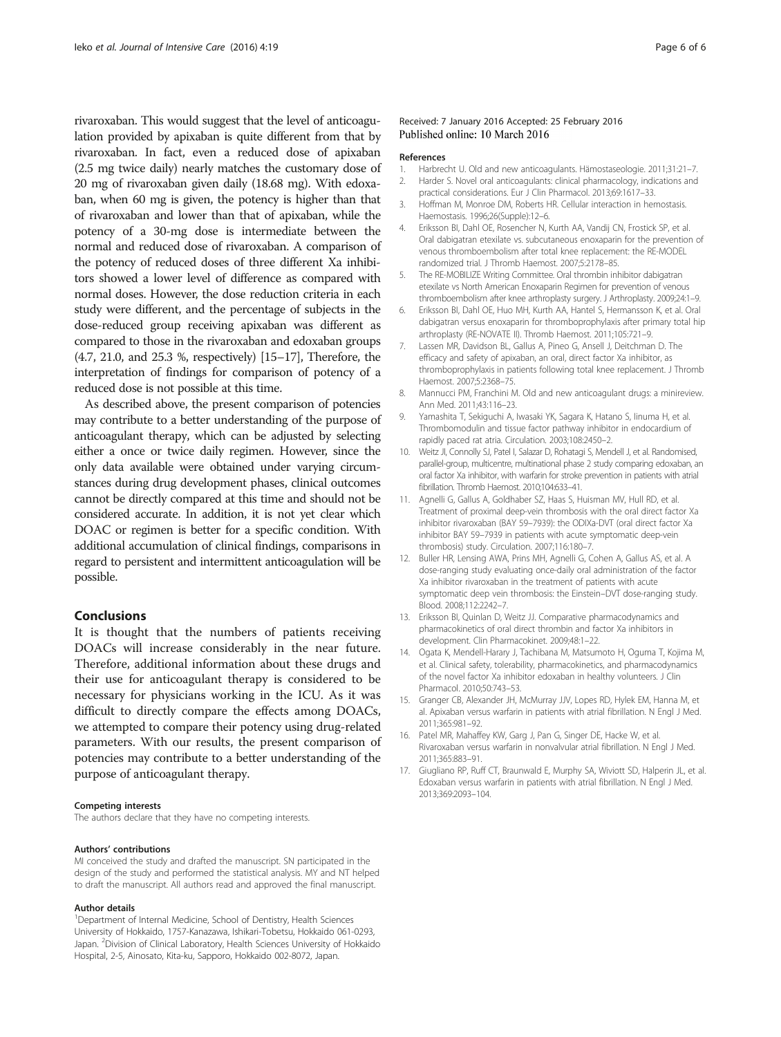rivaroxaban. This would suggest that the level of anticoagulation provided by apixaban is quite different from that by rivaroxaban. In fact, even a reduced dose of apixaban (2.5 mg twice daily) nearly matches the customary dose of 20 mg of rivaroxaban given daily (18.68 mg). With edoxaban, when 60 mg is given, the potency is higher than that of rivaroxaban and lower than that of apixaban, while the potency of a 30-mg dose is intermediate between the normal and reduced dose of rivaroxaban. A comparison of the potency of reduced doses of three different Xa inhibitors showed a lower level of difference as compared with normal doses. However, the dose reduction criteria in each study were different, and the percentage of subjects in the dose-reduced group receiving apixaban was different as compared to those in the rivaroxaban and edoxaban groups (4.7, 21.0, and 25.3 %, respectively) [15–17], Therefore, the interpretation of findings for comparison of potency of a reduced dose is not possible at this time.

As described above, the present comparison of potencies may contribute to a better understanding of the purpose of anticoagulant therapy, which can be adjusted by selecting either a once or twice daily regimen. However, since the only data available were obtained under varying circumstances during drug development phases, clinical outcomes cannot be directly compared at this time and should not be considered accurate. In addition, it is not yet clear which DOAC or regimen is better for a specific condition. With additional accumulation of clinical findings, comparisons in regard to persistent and intermittent anticoagulation will be possible.

## Conclusions

It is thought that the numbers of patients receiving DOACs will increase considerably in the near future. Therefore, additional information about these drugs and their use for anticoagulant therapy is considered to be necessary for physicians working in the ICU. As it was difficult to directly compare the effects among DOACs, we attempted to compare their potency using drug-related parameters. With our results, the present comparison of potencies may contribute to a better understanding of the purpose of anticoagulant therapy.

#### Competing interests

The authors declare that they have no competing interests.

#### Authors' contributions

MI conceived the study and drafted the manuscript. SN participated in the design of the study and performed the statistical analysis. MY and NT helped to draft the manuscript. All authors read and approved the final manuscript.

#### Author details

[1]Department of Internal Medicine, School of Dentistry, Health Sciences University of Hokkaido, 1757-Kanazawa, Ishikari-Tobetsu, Hokkaido 061-0293, Japan. [2]Division of Clinical Laboratory, Health Sciences University of Hokkaido Hospital, 2-5, Ainosato, Kita-ku, Sapporo, Hokkaido 002-8072, Japan.

Received: 7 January 2016 Accepted: 25 February 2016
Published online: 10 March 2016

#### References

1. Harbrecht U. Old and new anticoagulants. Hämostaseologie. 2011;31:21–7.
2. Harder S. Novel oral anticoagulants: clinical pharmacology, indications and practical considerations. Eur J Clin Pharmacol. 2013;69:1617–33.
3. Hoffman M, Monroe DM, Roberts HR. Cellular interaction in hemostasis. Haemostasis. 1996;26(Supple):12–6.
4. Eriksson BI, Dahl OE, Rosencher N, Kurth AA, Vandij CN, Frostick SP, et al. Oral dabigatran etexilate vs. subcutaneous enoxaparin for the prevention of venous thromboembolism after total knee replacement: the RE-MODEL randomized trial. J Thromb Haemost. 2007;5:2178–85.
5. The RE-MOBILIZE Writing Committee. Oral thrombin inhibitor dabigatran etexilate vs North American Enoxaparin Regimen for prevention of venous thromboembolism after knee arthroplasty surgery. J Arthroplasty. 2009;24:1–9.
6. Eriksson BI, Dahl OE, Huo MH, Kurth AA, Hantel S, Hermansson K, et al. Oral dabigatran versus enoxaparin for thromboprophylaxis after primary total hip arthroplasty (RE-NOVATE II). Thromb Haemost. 2011;105:721–9.
7. Lassen MR, Davidson BL, Gallus A, Pineo G, Ansell J, Deitchman D. The efficacy and safety of apixaban, an oral, direct factor Xa inhibitor, as thromboprophylaxis in patients following total knee replacement. J Thromb Haemost. 2007;5:2368–75.
8. Mannucci PM, Franchini M. Old and new anticoagulant drugs: a minireview. Ann Med. 2011;43:116–23.
9. Yamashita T, Sekiguchi A, Iwasaki YK, Sagara K, Hatano S, Iinuma H, et al. Thrombomodulin and tissue factor pathway inhibitor in endocardium of rapidly paced rat atria. Circulation. 2003;108:2450–2.
10. Weitz JI, Connolly SJ, Patel I, Salazar D, Rohatagi S, Mendell J, et al. Randomised, parallel-group, multicentre, multinational phase 2 study comparing edoxaban, an oral factor Xa inhibitor, with warfarin for stroke prevention in patients with atrial fibrillation. Thromb Haemost. 2010;104:633–41.
11. Agnelli G, Gallus A, Goldhaber SZ, Haas S, Huisman MV, Hull RD, et al. Treatment of proximal deep-vein thrombosis with the oral direct factor Xa inhibitor rivaroxaban (BAY 59–7939): the ODIXa-DVT (oral direct factor Xa inhibitor BAY 59–7939 in patients with acute symptomatic deep-vein thrombosis) study. Circulation. 2007;116:180–7.
12. Buller HR, Lensing AWA, Prins MH, Agnelli G, Cohen A, Gallus AS, et al. A dose-ranging study evaluating once-daily oral administration of the factor Xa inhibitor rivaroxaban in the treatment of patients with acute symptomatic deep vein thrombosis: the Einstein–DVT dose-ranging study. Blood. 2008;112:2242–7.
13. Eriksson BI, Quinlan D, Weitz JJ. Comparative pharmacodynamics and pharmacokinetics of oral direct thrombin and factor Xa inhibitors in development. Clin Pharmacokinet. 2009;48:1–22.
14. Ogata K, Mendell-Harary J, Tachibana M, Matsumoto H, Oguma T, Kojima M, et al. Clinical safety, tolerability, pharmacokinetics, and pharmacodynamics of the novel factor Xa inhibitor edoxaban in healthy volunteers. J Clin Pharmacol. 2010;50:743–53.
15. Granger CB, Alexander JH, McMurray JJV, Lopes RD, Hylek EM, Hanna M, et al. Apixaban versus warfarin in patients with atrial fibrillation. N Engl J Med. 2011;365:981–92.
16. Patel MR, Mahaffey KW, Garg J, Pan G, Singer DE, Hacke W, et al. Rivaroxaban versus warfarin in nonvalvular atrial fibrillation. N Engl J Med. 2011;365:883–91.
17. Giugliano RP, Ruff CT, Braunwald E, Murphy SA, Wiviott SD, Halperin JL, et al. Edoxaban versus warfarin in patients with atrial fibrillation. N Engl J Med. 2013;369:2093–104.